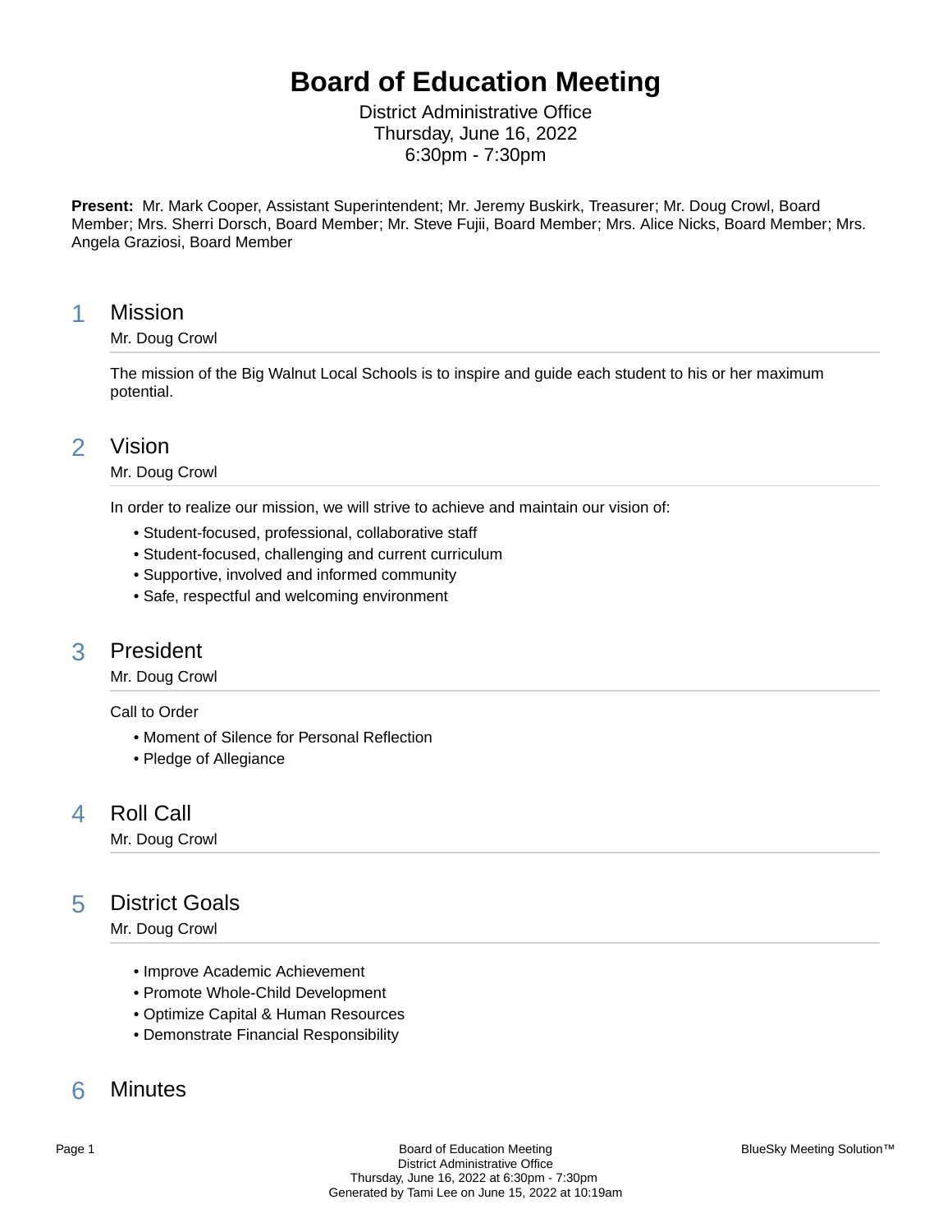# Board of Education Meeting

District Administrative Office
Thursday, June 16, 2022
6:30pm - 7:30pm

**Present:** Mr. Mark Cooper, Assistant Superintendent; Mr. Jeremy Buskirk, Treasurer; Mr. Doug Crowl, Board Member; Mrs. Sherri Dorsch, Board Member; Mr. Steve Fujii, Board Member; Mrs. Alice Nicks, Board Member; Mrs. Angela Graziosi, Board Member

## 1 Mission

Mr. Doug Crowl

The mission of the Big Walnut Local Schools is to inspire and guide each student to his or her maximum potential.

## 2 Vision

Mr. Doug Crowl

In order to realize our mission, we will strive to achieve and maintain our vision of:

- Student-focused, professional, collaborative staff
- Student-focused, challenging and current curriculum
- Supportive, involved and informed community
- Safe, respectful and welcoming environment

## 3 President

Mr. Doug Crowl

Call to Order

- Moment of Silence for Personal Reflection
- Pledge of Allegiance

## 4 Roll Call

Mr. Doug Crowl

## 5 District Goals

Mr. Doug Crowl

- Improve Academic Achievement
- Promote Whole-Child Development
- Optimize Capital & Human Resources
- Demonstrate Financial Responsibility

## 6 Minutes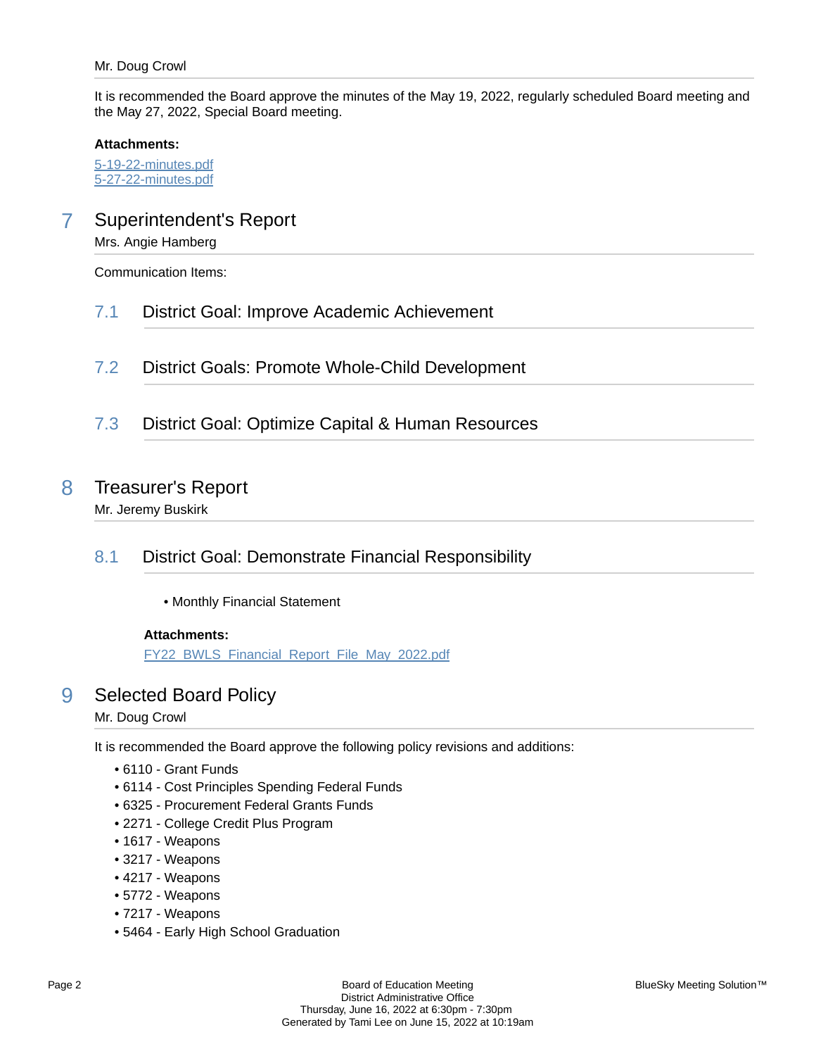Mr. Doug Crowl

It is recommended the Board approve the minutes of the May 19, 2022, regularly scheduled Board meeting and the May 27, 2022, Special Board meeting.

**Attachments:**

5-19-22-minutes.pdf
5-27-22-minutes.pdf

## 7 Superintendent's Report

Mrs. Angie Hamberg

Communication Items:

### 7.1 District Goal: Improve Academic Achievement

### 7.2 District Goals: Promote Whole-Child Development

### 7.3 District Goal: Optimize Capital & Human Resources

## 8 Treasurer's Report

Mr. Jeremy Buskirk

### 8.1 District Goal: Demonstrate Financial Responsibility

- Monthly Financial Statement

**Attachments:**

FY22_BWLS_Financial_Report_File_May_2022.pdf

## 9 Selected Board Policy

Mr. Doug Crowl

It is recommended the Board approve the following policy revisions and additions:

- 6110 - Grant Funds
- 6114 - Cost Principles Spending Federal Funds
- 6325 - Procurement Federal Grants Funds
- 2271 - College Credit Plus Program
- 1617 - Weapons
- 3217 - Weapons
- 4217 - Weapons
- 5772 - Weapons
- 7217 - Weapons
- 5464 - Early High School Graduation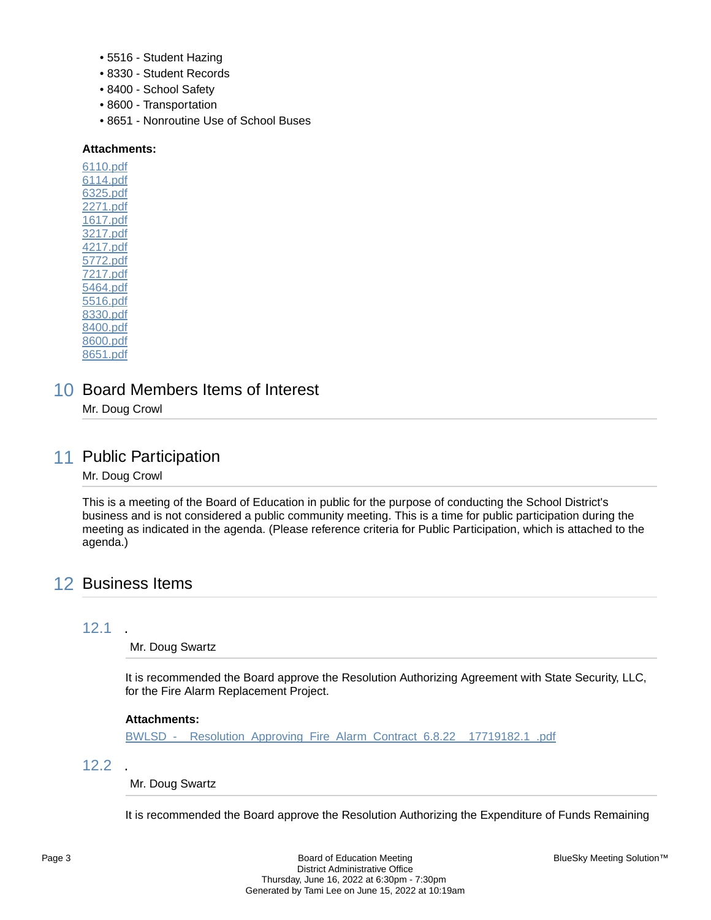- 5516 - Student Hazing
- 8330 - Student Records
- 8400 - School Safety
- 8600 - Transportation
- 8651 - Nonroutine Use of School Buses

**Attachments:**

6110.pdf
6114.pdf
6325.pdf
2271.pdf
1617.pdf
3217.pdf
4217.pdf
5772.pdf
7217.pdf
5464.pdf
5516.pdf
8330.pdf
8400.pdf
8600.pdf
8651.pdf

## 10 Board Members Items of Interest

Mr. Doug Crowl

## 11 Public Participation

Mr. Doug Crowl

This is a meeting of the Board of Education in public for the purpose of conducting the School District's business and is not considered a public community meeting. This is a time for public participation during the meeting as indicated in the agenda. (Please reference criteria for Public Participation, which is attached to the agenda.)

## 12 Business Items

### 12.1 .

Mr. Doug Swartz

It is recommended the Board approve the Resolution Authorizing Agreement with State Security, LLC, for the Fire Alarm Replacement Project.

**Attachments:**

BWLSD - Resolution Approving Fire Alarm Contract 6.8.22 17719182.1 .pdf

### 12.2 .

Mr. Doug Swartz

It is recommended the Board approve the Resolution Authorizing the Expenditure of Funds Remaining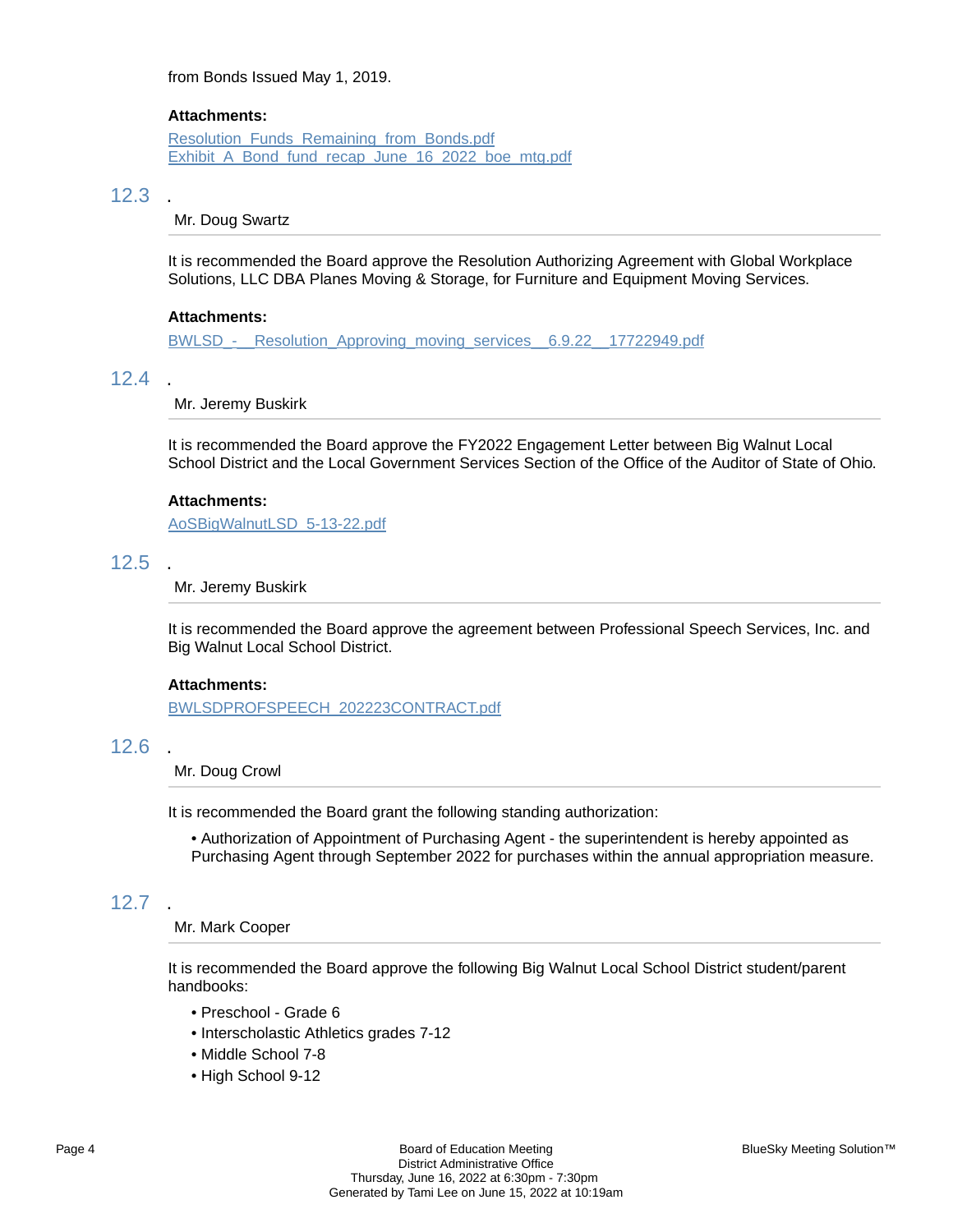from Bonds Issued May 1, 2019.

**Attachments:**

Resolution_Funds_Remaining_from_Bonds.pdf
Exhibit_A_Bond_fund_recap_June_16_2022_boe_mtg.pdf

## 12.3 .

Mr. Doug Swartz

It is recommended the Board approve the Resolution Authorizing Agreement with Global Workplace Solutions, LLC DBA Planes Moving & Storage, for Furniture and Equipment Moving Services.

**Attachments:**

BWLSD_-__Resolution_Approving_moving_services__6.9.22__17722949.pdf

## 12.4 .

Mr. Jeremy Buskirk

It is recommended the Board approve the FY2022 Engagement Letter between Big Walnut Local School District and the Local Government Services Section of the Office of the Auditor of State of Ohio.

**Attachments:**

AoSBigWalnutLSD_5-13-22.pdf

## 12.5 .

Mr. Jeremy Buskirk

It is recommended the Board approve the agreement between Professional Speech Services, Inc. and Big Walnut Local School District.

**Attachments:**

BWLSDPROFSPEECH_202223CONTRACT.pdf

## 12.6 .

Mr. Doug Crowl

It is recommended the Board grant the following standing authorization:

- Authorization of Appointment of Purchasing Agent - the superintendent is hereby appointed as Purchasing Agent through September 2022 for purchases within the annual appropriation measure.

## 12.7 .

Mr. Mark Cooper

It is recommended the Board approve the following Big Walnut Local School District student/parent handbooks:

- Preschool - Grade 6
- Interscholastic Athletics grades 7-12
- Middle School 7-8
- High School 9-12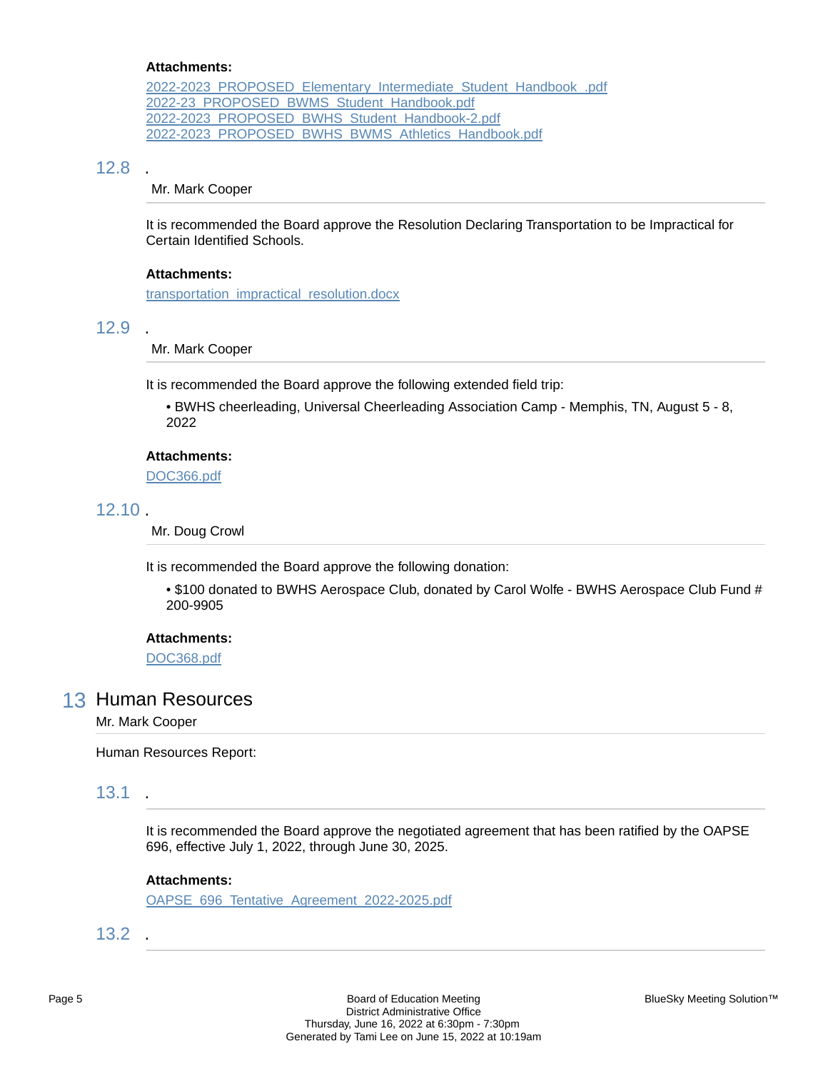**Attachments:**

2022-2023_PROPOSED_Elementary_Intermediate_Student_Handbook_.pdf
2022-23_PROPOSED_BWMS_Student_Handbook.pdf
2022-2023_PROPOSED_BWHS_Student_Handbook-2.pdf
2022-2023_PROPOSED_BWHS_BWMS_Athletics_Handbook.pdf

### 12.8 .

Mr. Mark Cooper

It is recommended the Board approve the Resolution Declaring Transportation to be Impractical for Certain Identified Schools.

**Attachments:**

transportation_impractical_resolution.docx

### 12.9 .

Mr. Mark Cooper

It is recommended the Board approve the following extended field trip:

- BWHS cheerleading, Universal Cheerleading Association Camp - Memphis, TN, August 5 - 8, 2022

**Attachments:**

DOC366.pdf

### 12.10 .

Mr. Doug Crowl

It is recommended the Board approve the following donation:

- $100 donated to BWHS Aerospace Club, donated by Carol Wolfe - BWHS Aerospace Club Fund # 200-9905

**Attachments:**

DOC368.pdf

## 13 Human Resources

Mr. Mark Cooper

Human Resources Report:

### 13.1 .

It is recommended the Board approve the negotiated agreement that has been ratified by the OAPSE 696, effective July 1, 2022, through June 30, 2025.

**Attachments:**

OAPSE_696_Tentative_Agreement_2022-2025.pdf

### 13.2 .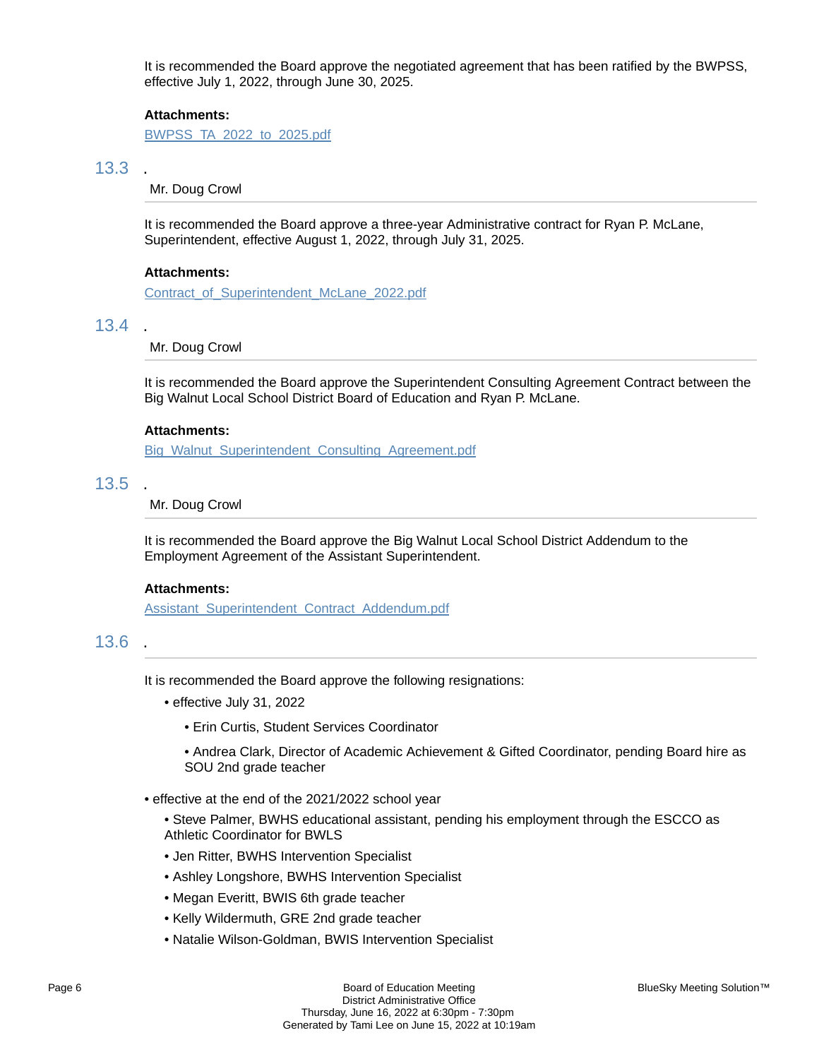It is recommended the Board approve the negotiated agreement that has been ratified by the BWPSS, effective July 1, 2022, through June 30, 2025.

**Attachments:**

BWPSS_TA_2022_to_2025.pdf

## 13.3 .

Mr. Doug Crowl

It is recommended the Board approve a three-year Administrative contract for Ryan P. McLane, Superintendent, effective August 1, 2022, through July 31, 2025.

**Attachments:**

Contract_of_Superintendent_McLane_2022.pdf

## 13.4 .

Mr. Doug Crowl

It is recommended the Board approve the Superintendent Consulting Agreement Contract between the Big Walnut Local School District Board of Education and Ryan P. McLane.

**Attachments:**

Big_Walnut_Superintendent_Consulting_Agreement.pdf

## 13.5 .

Mr. Doug Crowl

It is recommended the Board approve the Big Walnut Local School District Addendum to the Employment Agreement of the Assistant Superintendent.

**Attachments:**

Assistant_Superintendent_Contract_Addendum.pdf

## 13.6 .

It is recommended the Board approve the following resignations:

- effective July 31, 2022
  - Erin Curtis, Student Services Coordinator
  - Andrea Clark, Director of Academic Achievement & Gifted Coordinator, pending Board hire as SOU 2nd grade teacher

- effective at the end of the 2021/2022 school year
  - Steve Palmer, BWHS educational assistant, pending his employment through the ESCCO as Athletic Coordinator for BWLS
  - Jen Ritter, BWHS Intervention Specialist
  - Ashley Longshore, BWHS Intervention Specialist
  - Megan Everitt, BWIS 6th grade teacher
  - Kelly Wildermuth, GRE 2nd grade teacher
  - Natalie Wilson-Goldman, BWIS Intervention Specialist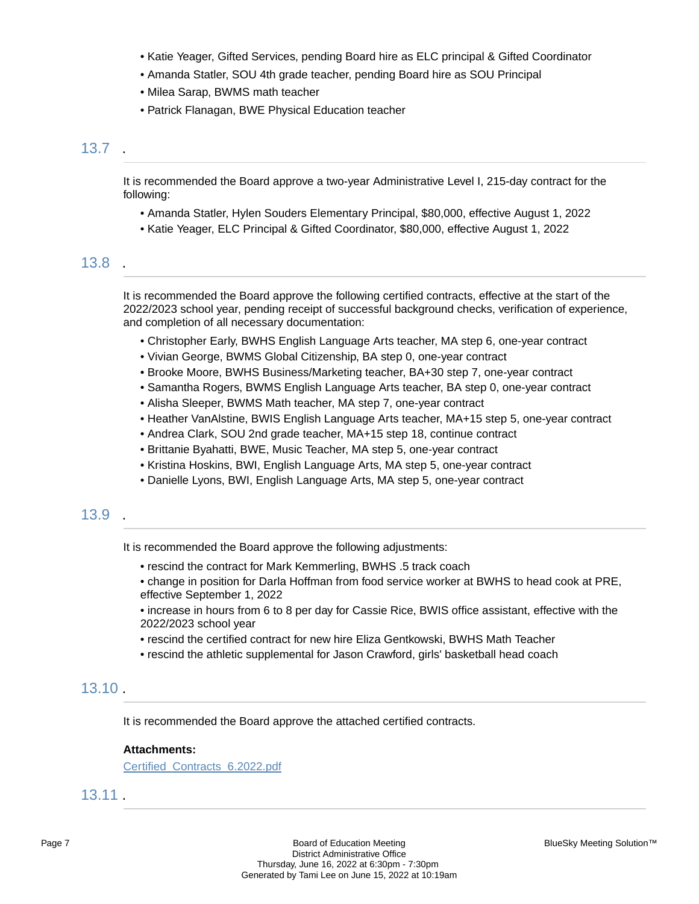- Katie Yeager, Gifted Services, pending Board hire as ELC principal & Gifted Coordinator
- Amanda Statler, SOU 4th grade teacher, pending Board hire as SOU Principal
- Milea Sarap, BWMS math teacher
- Patrick Flanagan, BWE Physical Education teacher

## 13.7 .

It is recommended the Board approve a two-year Administrative Level I, 215-day contract for the following:

- Amanda Statler, Hylen Souders Elementary Principal, $80,000, effective August 1, 2022
- Katie Yeager, ELC Principal & Gifted Coordinator, $80,000, effective August 1, 2022

## 13.8 .

It is recommended the Board approve the following certified contracts, effective at the start of the 2022/2023 school year, pending receipt of successful background checks, verification of experience, and completion of all necessary documentation:

- Christopher Early, BWHS English Language Arts teacher, MA step 6, one-year contract
- Vivian George, BWMS Global Citizenship, BA step 0, one-year contract
- Brooke Moore, BWHS Business/Marketing teacher, BA+30 step 7, one-year contract
- Samantha Rogers, BWMS English Language Arts teacher, BA step 0, one-year contract
- Alisha Sleeper, BWMS Math teacher, MA step 7, one-year contract
- Heather VanAlstine, BWIS English Language Arts teacher, MA+15 step 5, one-year contract
- Andrea Clark, SOU 2nd grade teacher, MA+15 step 18, continue contract
- Brittanie Byahatti, BWE, Music Teacher, MA step 5, one-year contract
- Kristina Hoskins, BWI, English Language Arts, MA step 5, one-year contract
- Danielle Lyons, BWI, English Language Arts, MA step 5, one-year contract

## 13.9 .

It is recommended the Board approve the following adjustments:

- rescind the contract for Mark Kemmerling, BWHS .5 track coach
- change in position for Darla Hoffman from food service worker at BWHS to head cook at PRE, effective September 1, 2022
- increase in hours from 6 to 8 per day for Cassie Rice, BWIS office assistant, effective with the 2022/2023 school year
- rescind the certified contract for new hire Eliza Gentkowski, BWHS Math Teacher
- rescind the athletic supplemental for Jason Crawford, girls' basketball head coach

## 13.10 .

It is recommended the Board approve the attached certified contracts.

**Attachments:**

Certified_Contracts_6.2022.pdf

## 13.11 .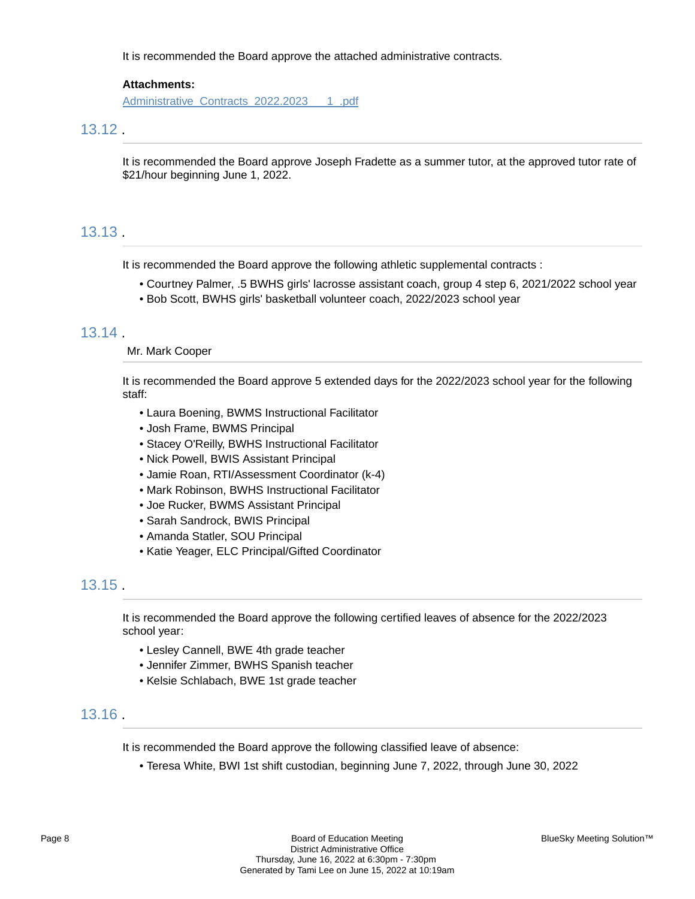It is recommended the Board approve the attached administrative contracts.

**Attachments:**

Administrative_Contracts_2022.2023___1_.pdf

## 13.12 .

It is recommended the Board approve Joseph Fradette as a summer tutor, at the approved tutor rate of $21/hour beginning June 1, 2022.

## 13.13 .

It is recommended the Board approve the following athletic supplemental contracts :

- Courtney Palmer, .5 BWHS girls' lacrosse assistant coach, group 4 step 6, 2021/2022 school year
- Bob Scott, BWHS girls' basketball volunteer coach, 2022/2023 school year

## 13.14 .

Mr. Mark Cooper

It is recommended the Board approve 5 extended days for the 2022/2023 school year for the following staff:

- Laura Boening, BWMS Instructional Facilitator
- Josh Frame, BWMS Principal
- Stacey O'Reilly, BWHS Instructional Facilitator
- Nick Powell, BWIS Assistant Principal
- Jamie Roan, RTI/Assessment Coordinator (k-4)
- Mark Robinson, BWHS Instructional Facilitator
- Joe Rucker, BWMS Assistant Principal
- Sarah Sandrock, BWIS Principal
- Amanda Statler, SOU Principal
- Katie Yeager, ELC Principal/Gifted Coordinator

## 13.15 .

It is recommended the Board approve the following certified leaves of absence for the 2022/2023 school year:

- Lesley Cannell, BWE 4th grade teacher
- Jennifer Zimmer, BWHS Spanish teacher
- Kelsie Schlabach, BWE 1st grade teacher

## 13.16 .

It is recommended the Board approve the following classified leave of absence:

- Teresa White, BWI 1st shift custodian, beginning June 7, 2022, through June 30, 2022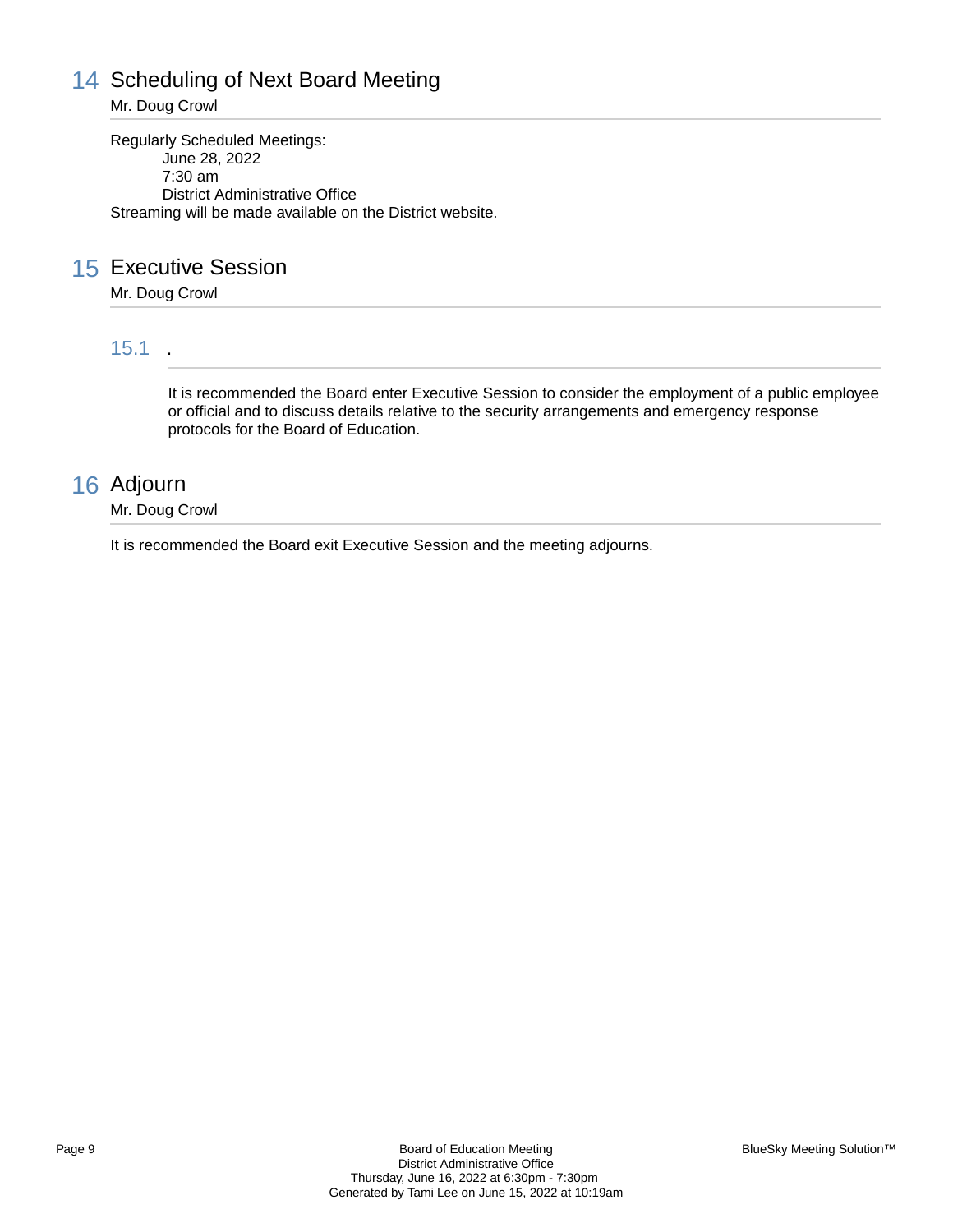## 14 Scheduling of Next Board Meeting

Mr. Doug Crowl

Regularly Scheduled Meetings:

June 28, 2022
7:30 am
District Administrative Office

Streaming will be made available on the District website.

## 15 Executive Session

Mr. Doug Crowl

### 15.1 .

It is recommended the Board enter Executive Session to consider the employment of a public employee or official and to discuss details relative to the security arrangements and emergency response protocols for the Board of Education.

## 16 Adjourn

Mr. Doug Crowl

It is recommended the Board exit Executive Session and the meeting adjourns.